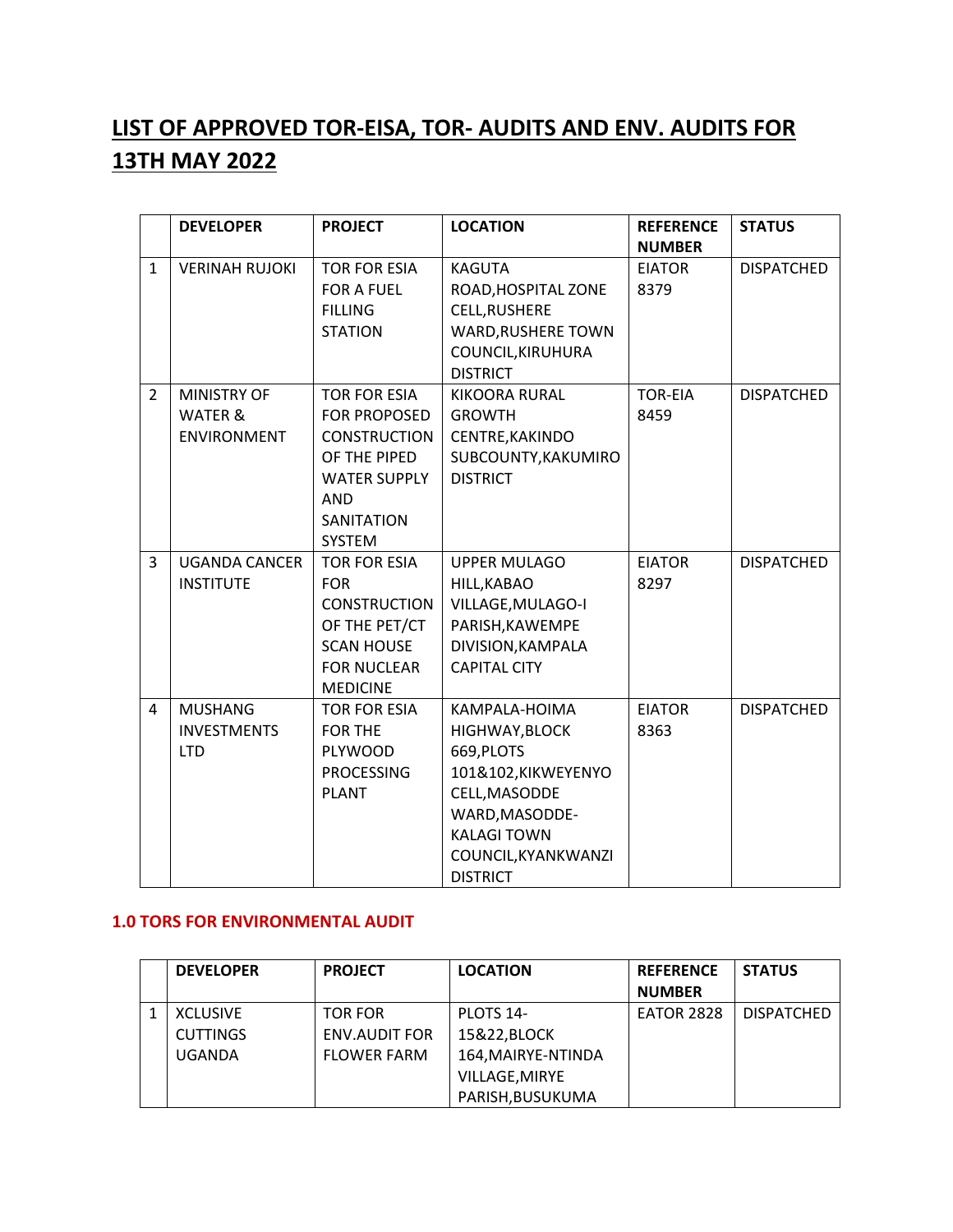# LIST OF APPROVED TOR-EISA, TOR- AUDITS AND ENV. AUDITS FOR 13TH MAY 2022

| | DEVELOPER | PROJECT | LOCATION | REFERENCE NUMBER | STATUS |
|---|---|---|---|---|---|
| 1 | VERINAH RUJOKI | TOR FOR ESIA FOR A FUEL FILLING STATION | KAGUTA ROAD,HOSPITAL ZONE CELL,RUSHERE WARD,RUSHERE TOWN COUNCIL,KIRUHURA DISTRICT | EIATOR 8379 | DISPATCHED |
| 2 | MINISTRY OF WATER & ENVIRONMENT | TOR FOR ESIA FOR PROPOSED CONSTRUCTION OF THE PIPED WATER SUPPLY AND SANITATION SYSTEM | KIKOORA RURAL GROWTH CENTRE,KAKINDO SUBCOUNTY,KAKUMIRO DISTRICT | TOR-EIA 8459 | DISPATCHED |
| 3 | UGANDA CANCER INSTITUTE | TOR FOR ESIA FOR CONSTRUCTION OF THE PET/CT SCAN HOUSE FOR NUCLEAR MEDICINE | UPPER MULAGO HILL,KABAO VILLAGE,MULAGO-I PARISH,KAWEMPE DIVISION,KAMPALA CAPITAL CITY | EIATOR 8297 | DISPATCHED |
| 4 | MUSHANG INVESTMENTS LTD | TOR FOR ESIA FOR THE PLYWOOD PROCESSING PLANT | KAMPALA-HOIMA HIGHWAY,BLOCK 669,PLOTS 101&102,KIKWEYENYO CELL,MASODDE WARD,MASODDE-KALAGI TOWN COUNCIL,KYANKWANZI DISTRICT | EIATOR 8363 | DISPATCHED |

### 1.0 TORS FOR ENVIRONMENTAL AUDIT

| | DEVELOPER | PROJECT | LOCATION | REFERENCE NUMBER | STATUS |
|---|---|---|---|---|---|
| 1 | XCLUSIVE CUTTINGS UGANDA | TOR FOR ENV.AUDIT FOR FLOWER FARM | PLOTS 14-15&22,BLOCK 164,MAIRYE-NTINDA VILLAGE,MIRYE PARISH,BUSUKUMA | EATOR 2828 | DISPATCHED |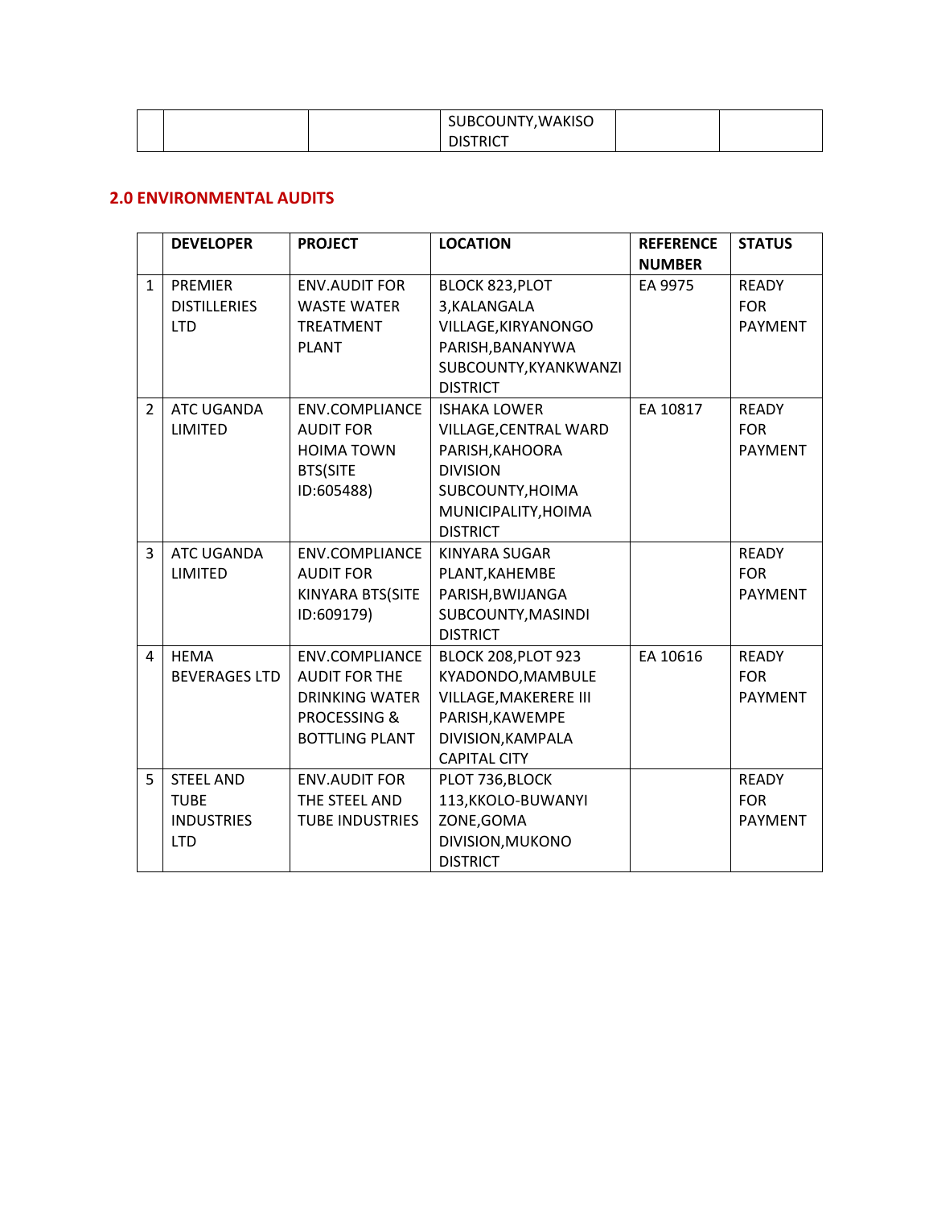| | | | | | |
|---|---|---|---|---|---|
| | | | SUBCOUNTY,WAKISO DISTRICT | | |

## 2.0 ENVIRONMENTAL AUDITS

| | DEVELOPER | PROJECT | LOCATION | REFERENCE NUMBER | STATUS |
|---|---|---|---|---|---|
| 1 | PREMIER DISTILLERIES LTD | ENV.AUDIT FOR WASTE WATER TREATMENT PLANT | BLOCK 823,PLOT 3,KALANGALA VILLAGE,KIRYANONGO PARISH,BANANYWA SUBCOUNTY,KYANKWANZI DISTRICT | EA 9975 | READY FOR PAYMENT |
| 2 | ATC UGANDA LIMITED | ENV.COMPLIANCE AUDIT FOR HOIMA TOWN BTS(SITE ID:605488) | ISHAKA LOWER VILLAGE,CENTRAL WARD PARISH,KAHOORA DIVISION SUBCOUNTY,HOIMA MUNICIPALITY,HOIMA DISTRICT | EA 10817 | READY FOR PAYMENT |
| 3 | ATC UGANDA LIMITED | ENV.COMPLIANCE AUDIT FOR KINYARA BTS(SITE ID:609179) | KINYARA SUGAR PLANT,KAHEMBE PARISH,BWIJANGA SUBCOUNTY,MASINDI DISTRICT | | READY FOR PAYMENT |
| 4 | HEMA BEVERAGES LTD | ENV.COMPLIANCE AUDIT FOR THE DRINKING WATER PROCESSING & BOTTLING PLANT | BLOCK 208,PLOT 923 KYADONDO,MAMBULE VILLAGE,MAKERERE III PARISH,KAWEMPE DIVISION,KAMPALA CAPITAL CITY | EA 10616 | READY FOR PAYMENT |
| 5 | STEEL AND TUBE INDUSTRIES LTD | ENV.AUDIT FOR THE STEEL AND TUBE INDUSTRIES | PLOT 736,BLOCK 113,KKOLO-BUWANYI ZONE,GOMA DIVISION,MUKONO DISTRICT | | READY FOR PAYMENT |